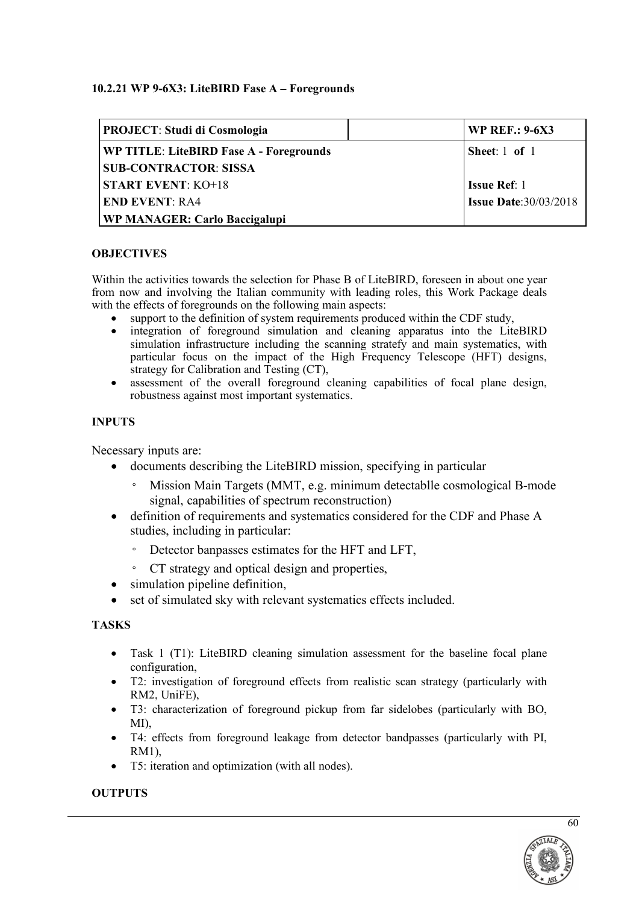#### 10.2.21 WP 9-6X3: LiteBIRD Fase A – Foregrounds

| **PROJECT**: **Studi di Cosmologia** | | **WP REF.: 9-6X3** |
|---|---|---|
| **WP TITLE**: **LiteBIRD Fase A - Foregrounds**<br>**SUB-CONTRACTOR**: **SISSA**<br>**START EVENT**: KO+18<br>**END EVENT**: RA4<br>**WP MANAGER: Carlo Baccigalupi** | | **Sheet**: 1 **of** 1<br><br>**Issue Ref**: 1<br>**Issue Date**:30/03/2018 |

**OBJECTIVES**

Within the activities towards the selection for Phase B of LiteBIRD, foreseen in about one year from now and involving the Italian community with leading roles, this Work Package deals with the effects of foregrounds on the following main aspects:

- support to the definition of system requirements produced within the CDF study,
- integration of foreground simulation and cleaning apparatus into the LiteBIRD simulation infrastructure including the scanning stratefy and main systematics, with particular focus on the impact of the High Frequency Telescope (HFT) designs, strategy for Calibration and Testing (CT),
- assessment of the overall foreground cleaning capabilities of focal plane design, robustness against most important systematics.

**INPUTS**

Necessary inputs are:

- documents describing the LiteBIRD mission, specifying in particular
  - Mission Main Targets (MMT, e.g. minimum detectablle cosmological B-mode signal, capabilities of spectrum reconstruction)
- definition of requirements and systematics considered for the CDF and Phase A studies, including in particular:
  - Detector banpasses estimates for the HFT and LFT,
  - CT strategy and optical design and properties,
- simulation pipeline definition,
- set of simulated sky with relevant systematics effects included.

**TASKS**

- Task 1 (T1): LiteBIRD cleaning simulation assessment for the baseline focal plane configuration,
- T2: investigation of foreground effects from realistic scan strategy (particularly with RM2, UniFE),
- T3: characterization of foreground pickup from far sidelobes (particularly with BO, MI),
- T4: effects from foreground leakage from detector bandpasses (particularly with PI, RM1),
- T5: iteration and optimization (with all nodes).

**OUTPUTS**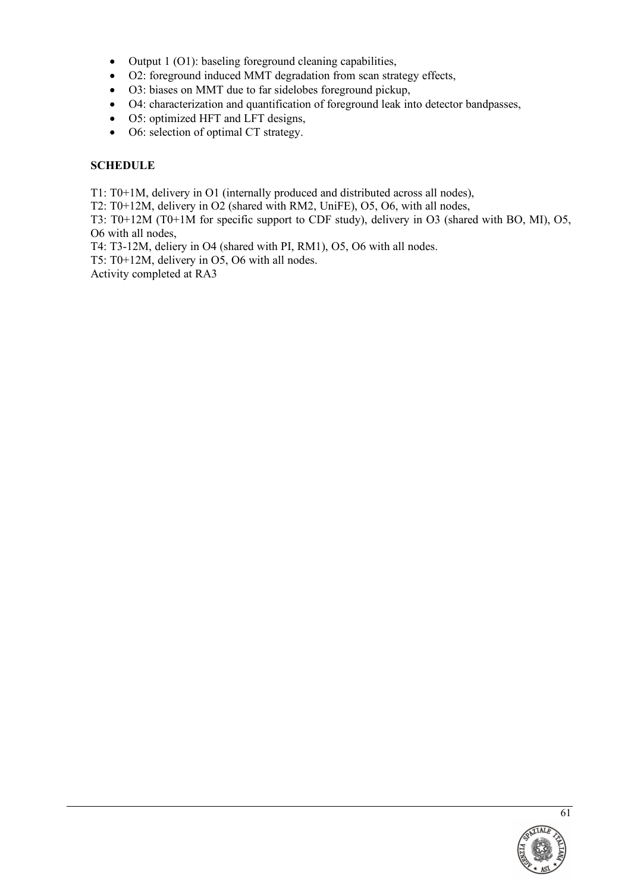- Output 1 (O1): baseling foreground cleaning capabilities,
- O2: foreground induced MMT degradation from scan strategy effects,
- O3: biases on MMT due to far sidelobes foreground pickup,
- O4: characterization and quantification of foreground leak into detector bandpasses,
- O5: optimized HFT and LFT designs,
- O6: selection of optimal CT strategy.

**SCHEDULE**

T1: T0+1M, delivery in O1 (internally produced and distributed across all nodes),
T2: T0+12M, delivery in O2 (shared with RM2, UniFE), O5, O6, with all nodes,
T3: T0+12M (T0+1M for specific support to CDF study), delivery in O3 (shared with BO, MI), O5, O6 with all nodes,
T4: T3-12M, deliery in O4 (shared with PI, RM1), O5, O6 with all nodes.
T5: T0+12M, delivery in O5, O6 with all nodes.
Activity completed at RA3